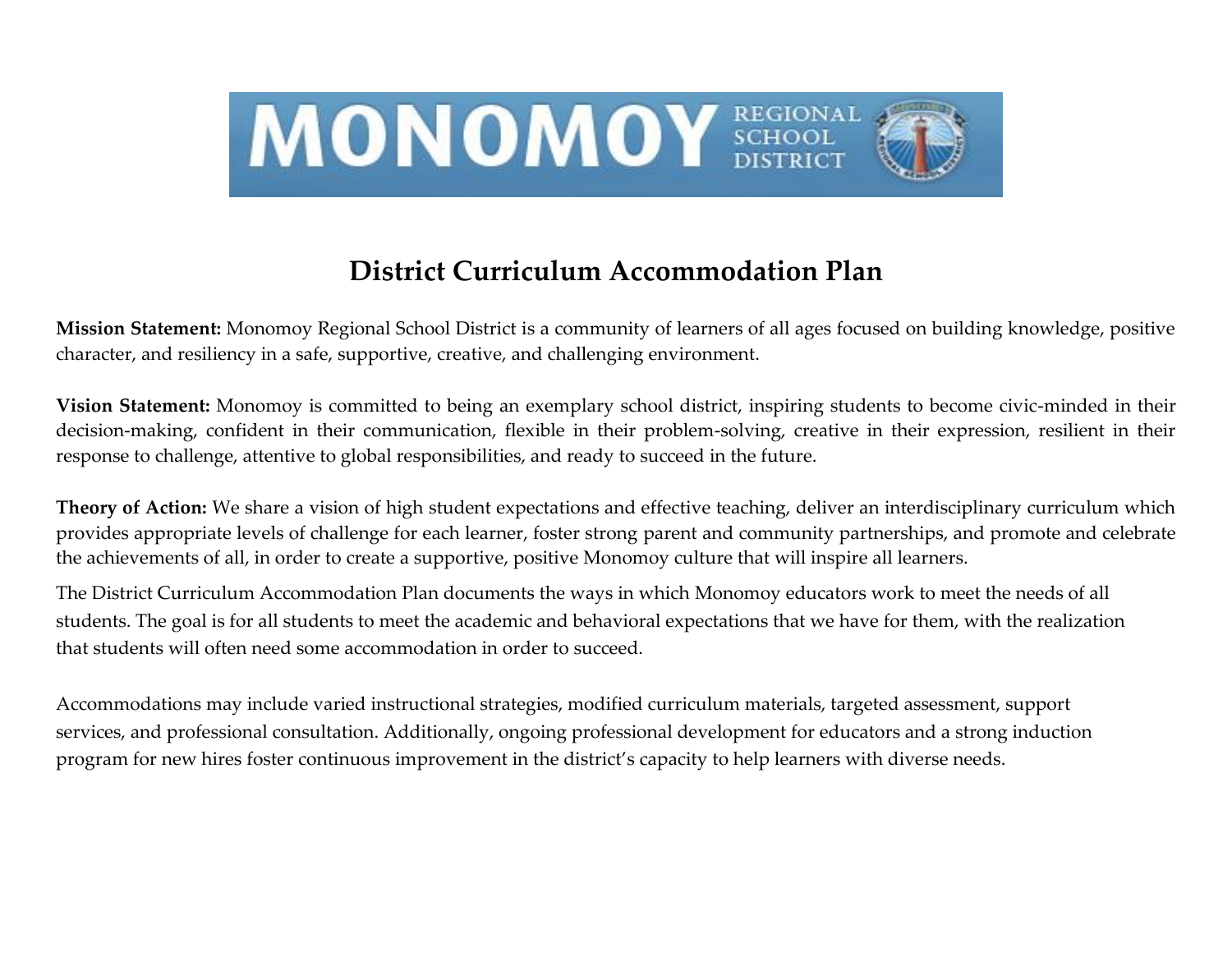# District Curriculum Accommodation Plan

**Mission Statement:** Monomoy Regional School District is a community of learners of all ages focused on building knowledge, positive character, and resiliency in a safe, supportive, creative, and challenging environment.

**Vision Statement:** Monomoy is committed to being an exemplary school district, inspiring students to become civic-minded in their decision-making, confident in their communication, flexible in their problem-solving, creative in their expression, resilient in their response to challenge, attentive to global responsibilities, and ready to succeed in the future.

**Theory of Action:** We share a vision of high student expectations and effective teaching, deliver an interdisciplinary curriculum which provides appropriate levels of challenge for each learner, foster strong parent and community partnerships, and promote and celebrate the achievements of all, in order to create a supportive, positive Monomoy culture that will inspire all learners.

The District Curriculum Accommodation Plan documents the ways in which Monomoy educators work to meet the needs of all students. The goal is for all students to meet the academic and behavioral expectations that we have for them, with the realization that students will often need some accommodation in order to succeed.

Accommodations may include varied instructional strategies, modified curriculum materials, targeted assessment, support services, and professional consultation. Additionally, ongoing professional development for educators and a strong induction program for new hires foster continuous improvement in the district's capacity to help learners with diverse needs.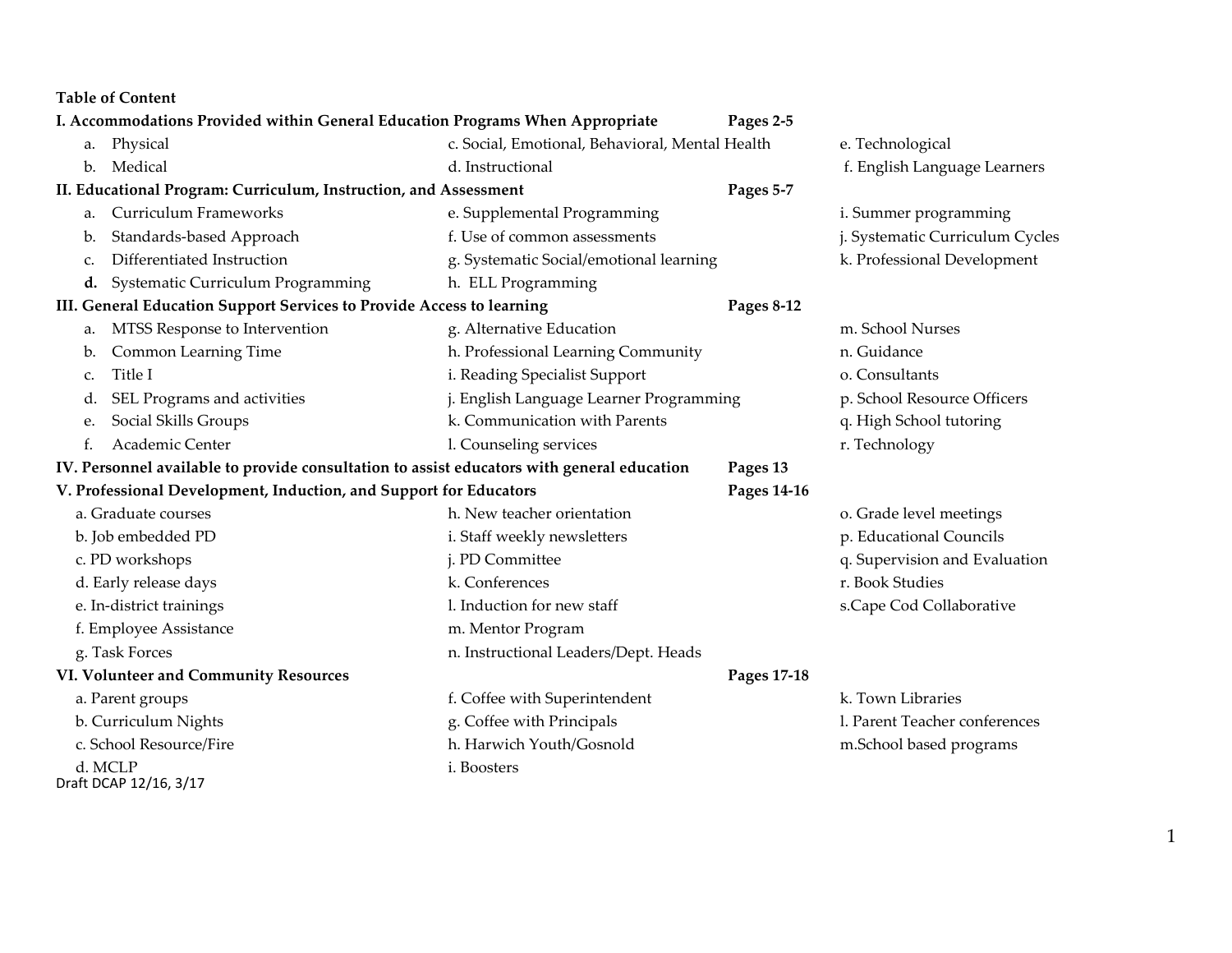**Table of Content**

**I. Accommodations Provided within General Education Programs When Appropriate** **Pages 2-5**

a. Physical
b. Medical
c. Social, Emotional, Behavioral, Mental Health
d. Instructional
e. Technological
f. English Language Learners

**II. Educational Program: Curriculum, Instruction, and Assessment** **Pages 5-7**

a. Curriculum Frameworks
b. Standards-based Approach
c. Differentiated Instruction
**d.** Systematic Curriculum Programming
e. Supplemental Programming
f. Use of common assessments
g. Systematic Social/emotional learning
h. ELL Programming
i. Summer programming
j. Systematic Curriculum Cycles
k. Professional Development

**III. General Education Support Services to Provide Access to learning** **Pages 8-12**

a. MTSS Response to Intervention
b. Common Learning Time
c. Title I
d. SEL Programs and activities
e. Social Skills Groups
f. Academic Center
g. Alternative Education
h. Professional Learning Community
i. Reading Specialist Support
j. English Language Learner Programming
k. Communication with Parents
l. Counseling services
m. School Nurses
n. Guidance
o. Consultants
p. School Resource Officers
q. High School tutoring
r. Technology

**IV. Personnel available to provide consultation to assist educators with general education** **Pages 13**

**V. Professional Development, Induction, and Support for Educators** **Pages 14-16**

a. Graduate courses
b. Job embedded PD
c. PD workshops
d. Early release days
e. In-district trainings
f. Employee Assistance
g. Task Forces
h. New teacher orientation
i. Staff weekly newsletters
j. PD Committee
k. Conferences
l. Induction for new staff
m. Mentor Program
n. Instructional Leaders/Dept. Heads
o. Grade level meetings
p. Educational Councils
q. Supervision and Evaluation
r. Book Studies
s.Cape Cod Collaborative

**VI. Volunteer and Community Resources** **Pages 17-18**

a. Parent groups
b. Curriculum Nights
c. School Resource/Fire
d. MCLP
f. Coffee with Superintendent
g. Coffee with Principals
h. Harwich Youth/Gosnold
i. Boosters
k. Town Libraries
l. Parent Teacher conferences
m.School based programs

Draft DCAP 12/16, 3/17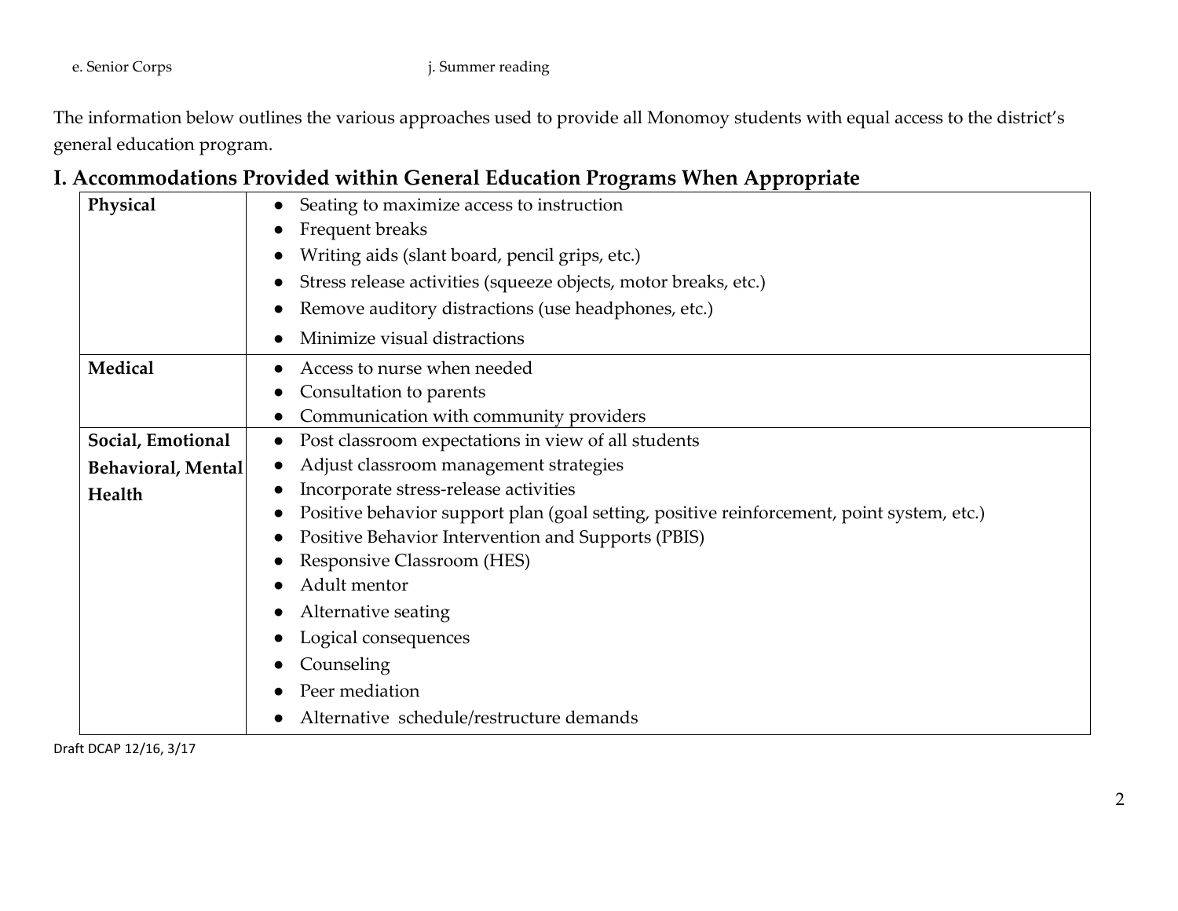e. Senior Corps

j. Summer reading

The information below outlines the various approaches used to provide all Monomoy students with equal access to the district's general education program.

## I. Accommodations Provided within General Education Programs When Appropriate

| | |
|---|---|
| **Physical** | • Seating to maximize access to instruction<br>• Frequent breaks<br>• Writing aids (slant board, pencil grips, etc.)<br>• Stress release activities (squeeze objects, motor breaks, etc.)<br>• Remove auditory distractions (use headphones, etc.)<br>• Minimize visual distractions |
| **Medical** | • Access to nurse when needed<br>• Consultation to parents<br>• Communication with community providers |
| **Social, Emotional Behavioral, Mental Health** | • Post classroom expectations in view of all students<br>• Adjust classroom management strategies<br>• Incorporate stress-release activities<br>• Positive behavior support plan (goal setting, positive reinforcement, point system, etc.)<br>• Positive Behavior Intervention and Supports (PBIS)<br>• Responsive Classroom (HES)<br>• Adult mentor<br>• Alternative seating<br>• Logical consequences<br>• Counseling<br>• Peer mediation<br>• Alternative schedule/restructure demands |

Draft DCAP 12/16, 3/17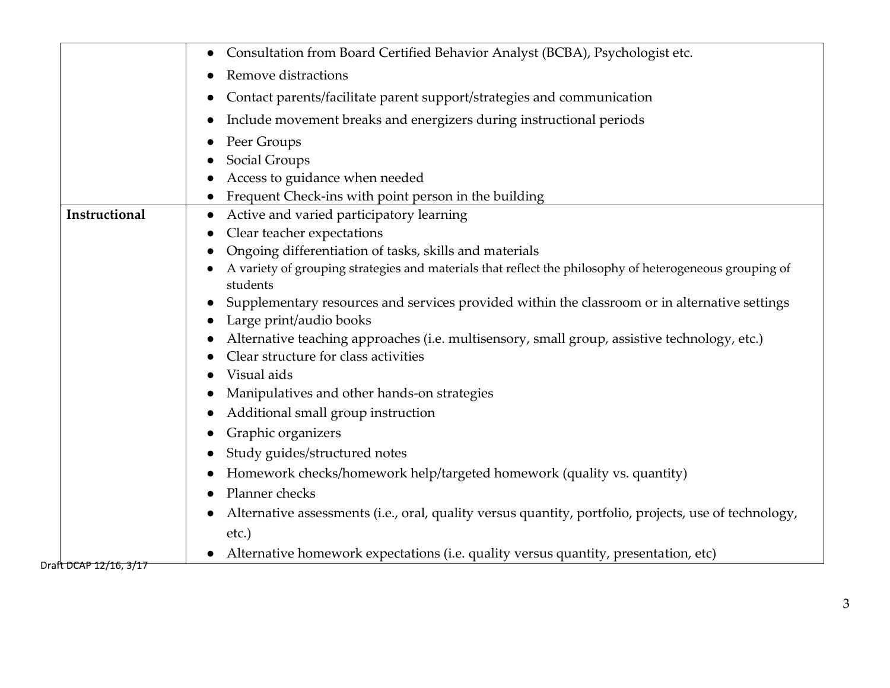| | |
|---|---|
| | • Consultation from Board Certified Behavior Analyst (BCBA), Psychologist etc.<br>• Remove distractions<br>• Contact parents/facilitate parent support/strategies and communication<br>• Include movement breaks and energizers during instructional periods<br>• Peer Groups<br>• Social Groups<br>• Access to guidance when needed<br>• Frequent Check-ins with point person in the building |
| **Instructional** | • Active and varied participatory learning<br>• Clear teacher expectations<br>• Ongoing differentiation of tasks, skills and materials<br>• A variety of grouping strategies and materials that reflect the philosophy of heterogeneous grouping of students<br>• Supplementary resources and services provided within the classroom or in alternative settings<br>• Large print/audio books<br>• Alternative teaching approaches (i.e. multisensory, small group, assistive technology, etc.)<br>• Clear structure for class activities<br>• Visual aids<br>• Manipulatives and other hands-on strategies<br>• Additional small group instruction<br>• Graphic organizers<br>• Study guides/structured notes<br>• Homework checks/homework help/targeted homework (quality vs. quantity)<br>• Planner checks<br>• Alternative assessments (i.e., oral, quality versus quantity, portfolio, projects, use of technology, etc.)<br>• Alternative homework expectations (i.e. quality versus quantity, presentation, etc) |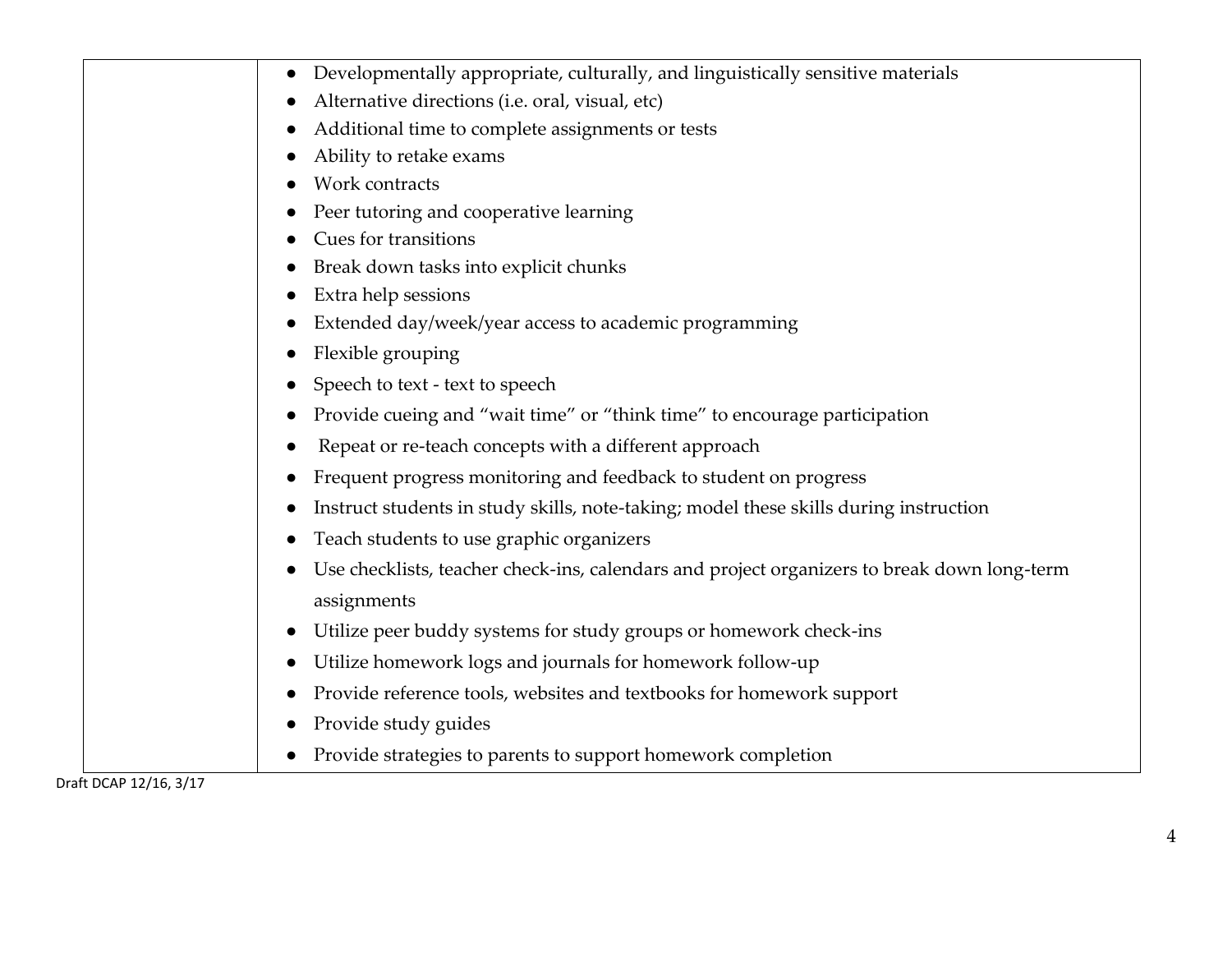| | |
|---|---|
| | • Developmentally appropriate, culturally, and linguistically sensitive materials<br>• Alternative directions (i.e. oral, visual, etc)<br>• Additional time to complete assignments or tests<br>• Ability to retake exams<br>• Work contracts<br>• Peer tutoring and cooperative learning<br>• Cues for transitions<br>• Break down tasks into explicit chunks<br>• Extra help sessions<br>• Extended day/week/year access to academic programming<br>• Flexible grouping<br>• Speech to text - text to speech<br>• Provide cueing and "wait time" or "think time" to encourage participation<br>• Repeat or re-teach concepts with a different approach<br>• Frequent progress monitoring and feedback to student on progress<br>• Instruct students in study skills, note-taking; model these skills during instruction<br>• Teach students to use graphic organizers<br>• Use checklists, teacher check-ins, calendars and project organizers to break down long-term assignments<br>• Utilize peer buddy systems for study groups or homework check-ins<br>• Utilize homework logs and journals for homework follow-up<br>• Provide reference tools, websites and textbooks for homework support<br>• Provide study guides<br>• Provide strategies to parents to support homework completion |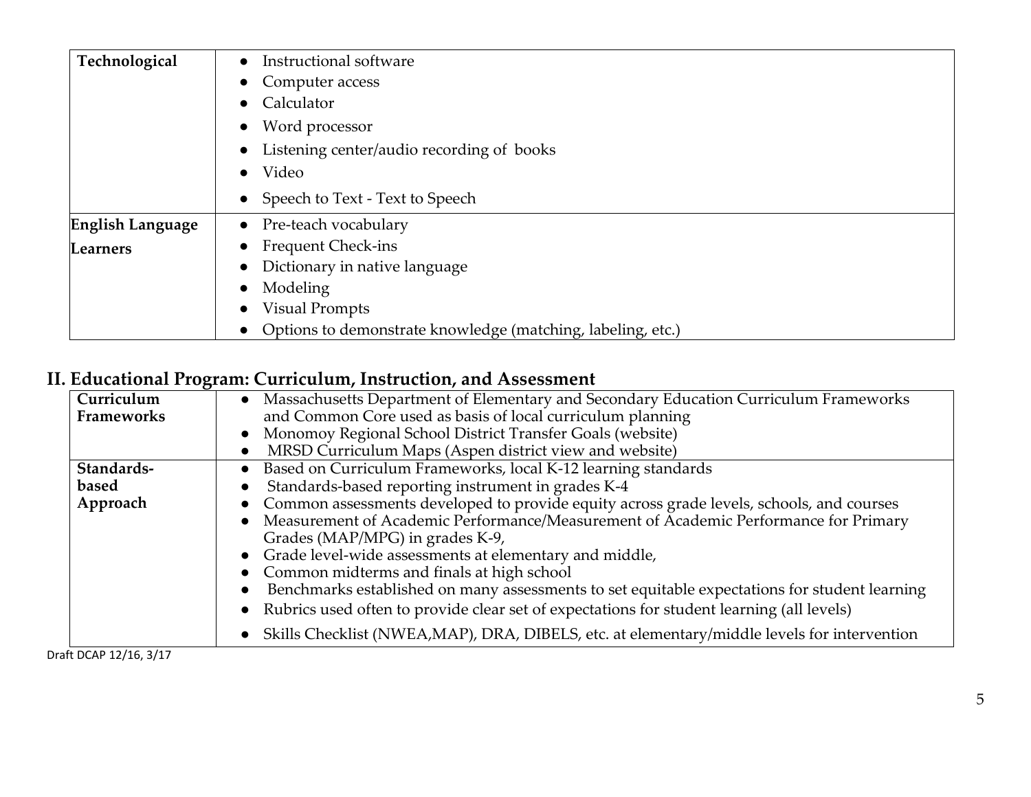| Technological | • Instructional software<br>• Computer access<br>• Calculator<br>• Word processor<br>• Listening center/audio recording of books<br>• Video<br>• Speech to Text - Text to Speech |
|---|---|
| **English Language Learners** | • Pre-teach vocabulary<br>• Frequent Check-ins<br>• Dictionary in native language<br>• Modeling<br>• Visual Prompts<br>• Options to demonstrate knowledge (matching, labeling, etc.) |

## II. Educational Program: Curriculum, Instruction, and Assessment

| Curriculum Frameworks | • Massachusetts Department of Elementary and Secondary Education Curriculum Frameworks and Common Core used as basis of local curriculum planning<br>• Monomoy Regional School District Transfer Goals (website)<br>• MRSD Curriculum Maps (Aspen district view and website) |
|---|---|
| **Standards-based Approach** | • Based on Curriculum Frameworks, local K-12 learning standards<br>• Standards-based reporting instrument in grades K-4<br>• Common assessments developed to provide equity across grade levels, schools, and courses<br>• Measurement of Academic Performance/Measurement of Academic Performance for Primary Grades (MAP/MPG) in grades K-9,<br>• Grade level-wide assessments at elementary and middle,<br>• Common midterms and finals at high school<br>• Benchmarks established on many assessments to set equitable expectations for student learning<br>• Rubrics used often to provide clear set of expectations for student learning (all levels)<br>• Skills Checklist (NWEA,MAP), DRA, DIBELS, etc. at elementary/middle levels for intervention |

Draft DCAP 12/16, 3/17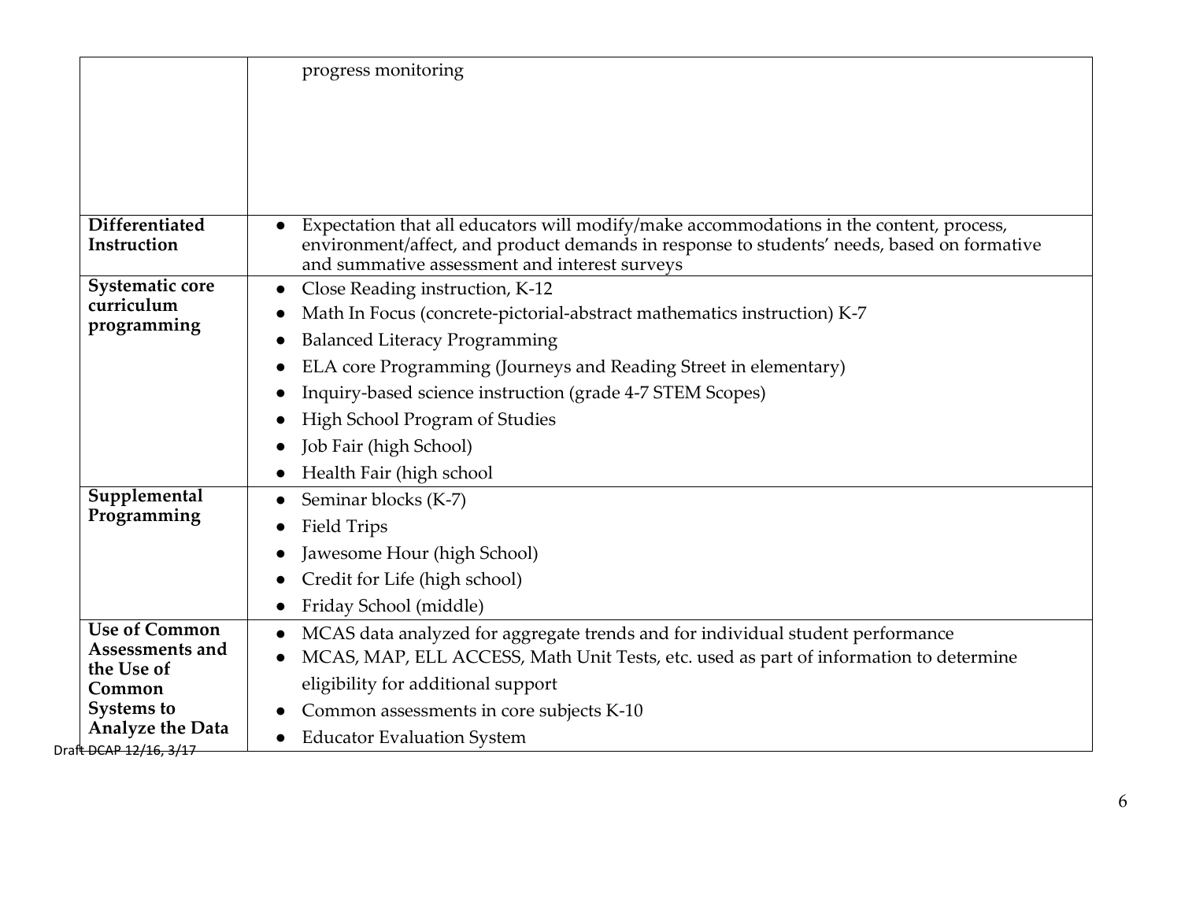| | |
|---|---|
| | progress monitoring |
| **Differentiated Instruction** | • Expectation that all educators will modify/make accommodations in the content, process, environment/affect, and product demands in response to students' needs, based on formative and summative assessment and interest surveys |
| **Systematic core curriculum programming** | • Close Reading instruction, K-12<br>• Math In Focus (concrete-pictorial-abstract mathematics instruction) K-7<br>• Balanced Literacy Programming<br>• ELA core Programming (Journeys and Reading Street in elementary)<br>• Inquiry-based science instruction (grade 4-7 STEM Scopes)<br>• High School Program of Studies<br>• Job Fair (high School)<br>• Health Fair (high school |
| **Supplemental Programming** | • Seminar blocks (K-7)<br>• Field Trips<br>• Jawesome Hour (high School)<br>• Credit for Life (high school)<br>• Friday School (middle) |
| **Use of Common Assessments and the Use of Common Systems to Analyze the Data** | • MCAS data analyzed for aggregate trends and for individual student performance<br>• MCAS, MAP, ELL ACCESS, Math Unit Tests, etc. used as part of information to determine eligibility for additional support<br>• Common assessments in core subjects K-10<br>• Educator Evaluation System |

Draft DCAP 12/16, 3/17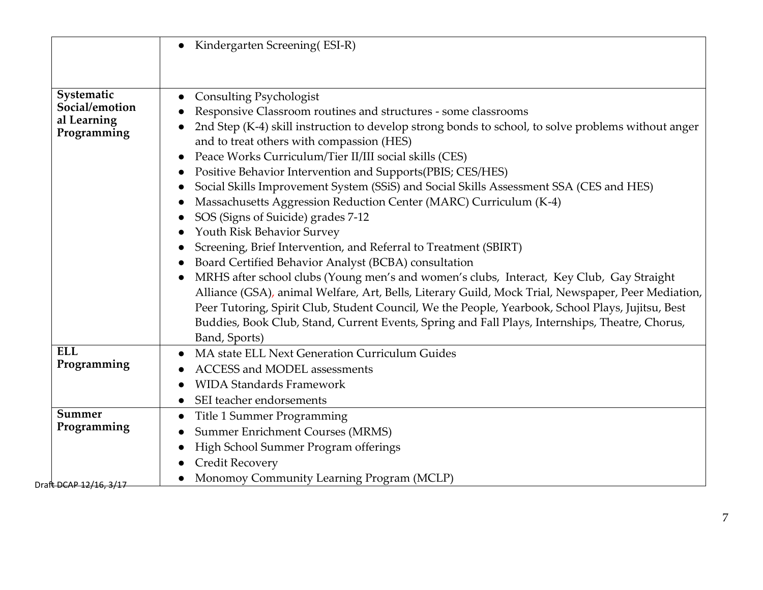| | |
|---|---|
| | • Kindergarten Screening( ESI-R) |
| **Systematic Social/emotional Learning Programming** | • Consulting Psychologist<br>• Responsive Classroom routines and structures - some classrooms<br>• 2nd Step (K-4) skill instruction to develop strong bonds to school, to solve problems without anger and to treat others with compassion (HES)<br>• Peace Works Curriculum/Tier II/III social skills (CES)<br>• Positive Behavior Intervention and Supports(PBIS; CES/HES)<br>• Social Skills Improvement System (SSiS) and Social Skills Assessment SSA (CES and HES)<br>• Massachusetts Aggression Reduction Center (MARC) Curriculum (K-4)<br>• SOS (Signs of Suicide) grades 7-12<br>• Youth Risk Behavior Survey<br>• Screening, Brief Intervention, and Referral to Treatment (SBIRT)<br>• Board Certified Behavior Analyst (BCBA) consultation<br>• MRHS after school clubs (Young men's and women's clubs, Interact, Key Club, Gay Straight Alliance (GSA), animal Welfare, Art, Bells, Literary Guild, Mock Trial, Newspaper, Peer Mediation, Peer Tutoring, Spirit Club, Student Council, We the People, Yearbook, School Plays, Jujitsu, Best Buddies, Book Club, Stand, Current Events, Spring and Fall Plays, Internships, Theatre, Chorus, Band, Sports) |
| **ELL Programming** | • MA state ELL Next Generation Curriculum Guides<br>• ACCESS and MODEL assessments<br>• WIDA Standards Framework<br>• SEI teacher endorsements |
| **Summer Programming** | • Title 1 Summer Programming<br>• Summer Enrichment Courses (MRMS)<br>• High School Summer Program offerings<br>• Credit Recovery<br>• Monomoy Community Learning Program (MCLP) |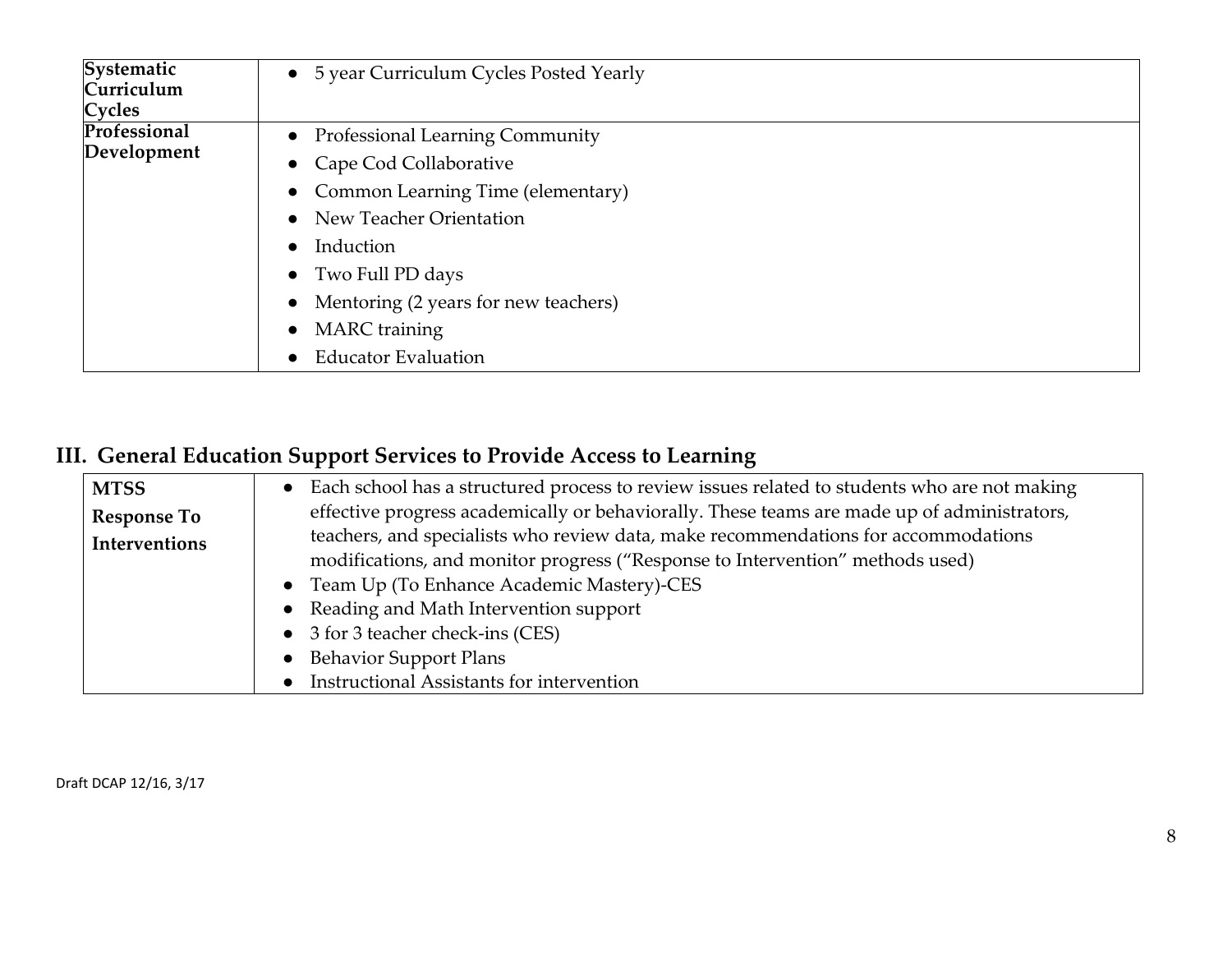| Systematic Curriculum Cycles | • 5 year Curriculum Cycles Posted Yearly |
|---|---|
| Professional Development | • Professional Learning Community<br>• Cape Cod Collaborative<br>• Common Learning Time (elementary)<br>• New Teacher Orientation<br>• Induction<br>• Two Full PD days<br>• Mentoring (2 years for new teachers)<br>• MARC training<br>• Educator Evaluation |

## III. General Education Support Services to Provide Access to Learning

| MTSS<br>Response To Interventions | • Each school has a structured process to review issues related to students who are not making effective progress academically or behaviorally. These teams are made up of administrators, teachers, and specialists who review data, make recommendations for accommodations modifications, and monitor progress ("Response to Intervention" methods used)<br>• Team Up (To Enhance Academic Mastery)-CES<br>• Reading and Math Intervention support<br>• 3 for 3 teacher check-ins (CES)<br>• Behavior Support Plans<br>• Instructional Assistants for intervention |
|---|---|

Draft DCAP 12/16, 3/17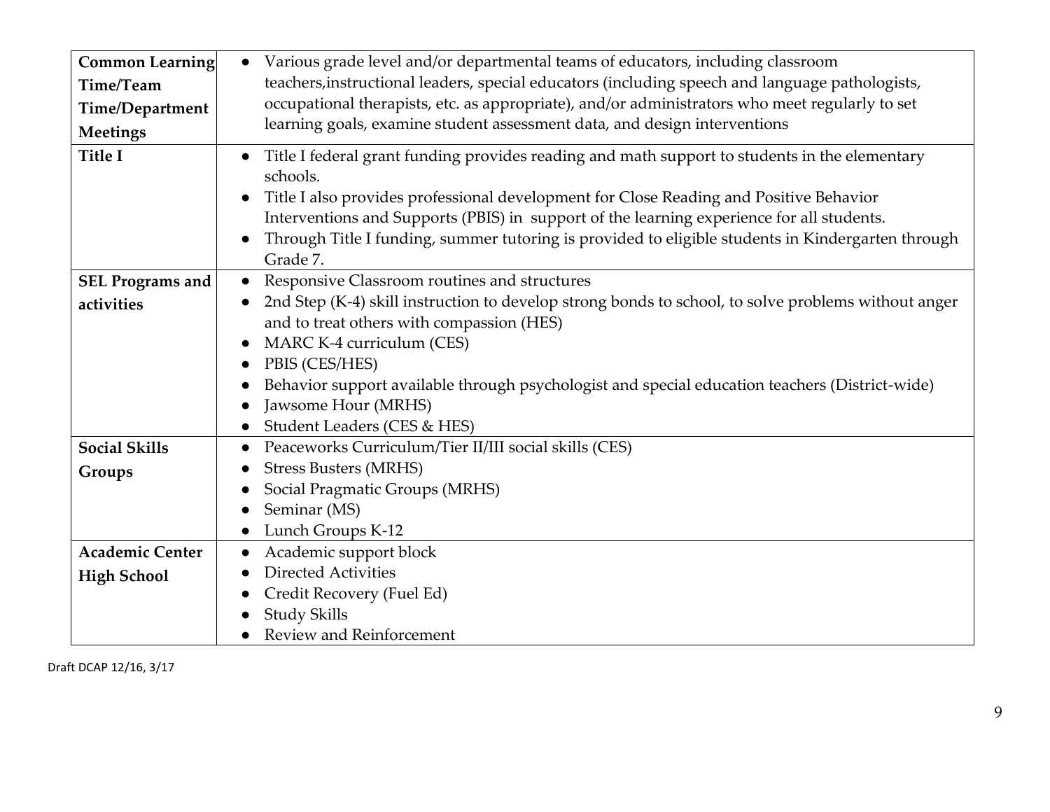| | |
|---|---|
| **Common Learning Time/Team Time/Department Meetings** | • Various grade level and/or departmental teams of educators, including classroom teachers,instructional leaders, special educators (including speech and language pathologists, occupational therapists, etc. as appropriate), and/or administrators who meet regularly to set learning goals, examine student assessment data, and design interventions |
| **Title I** | • Title I federal grant funding provides reading and math support to students in the elementary schools.<br>• Title I also provides professional development for Close Reading and Positive Behavior Interventions and Supports (PBIS) in support of the learning experience for all students.<br>• Through Title I funding, summer tutoring is provided to eligible students in Kindergarten through Grade 7. |
| **SEL Programs and activities** | • Responsive Classroom routines and structures<br>• 2nd Step (K-4) skill instruction to develop strong bonds to school, to solve problems without anger and to treat others with compassion (HES)<br>• MARC K-4 curriculum (CES)<br>• PBIS (CES/HES)<br>• Behavior support available through psychologist and special education teachers (District-wide)<br>• Jawsome Hour (MRHS)<br>• Student Leaders (CES & HES) |
| **Social Skills Groups** | • Peaceworks Curriculum/Tier II/III social skills (CES)<br>• Stress Busters (MRHS)<br>• Social Pragmatic Groups (MRHS)<br>• Seminar (MS)<br>• Lunch Groups K-12 |
| **Academic Center High School** | • Academic support block<br>• Directed Activities<br>• Credit Recovery (Fuel Ed)<br>• Study Skills<br>• Review and Reinforcement |

Draft DCAP 12/16, 3/17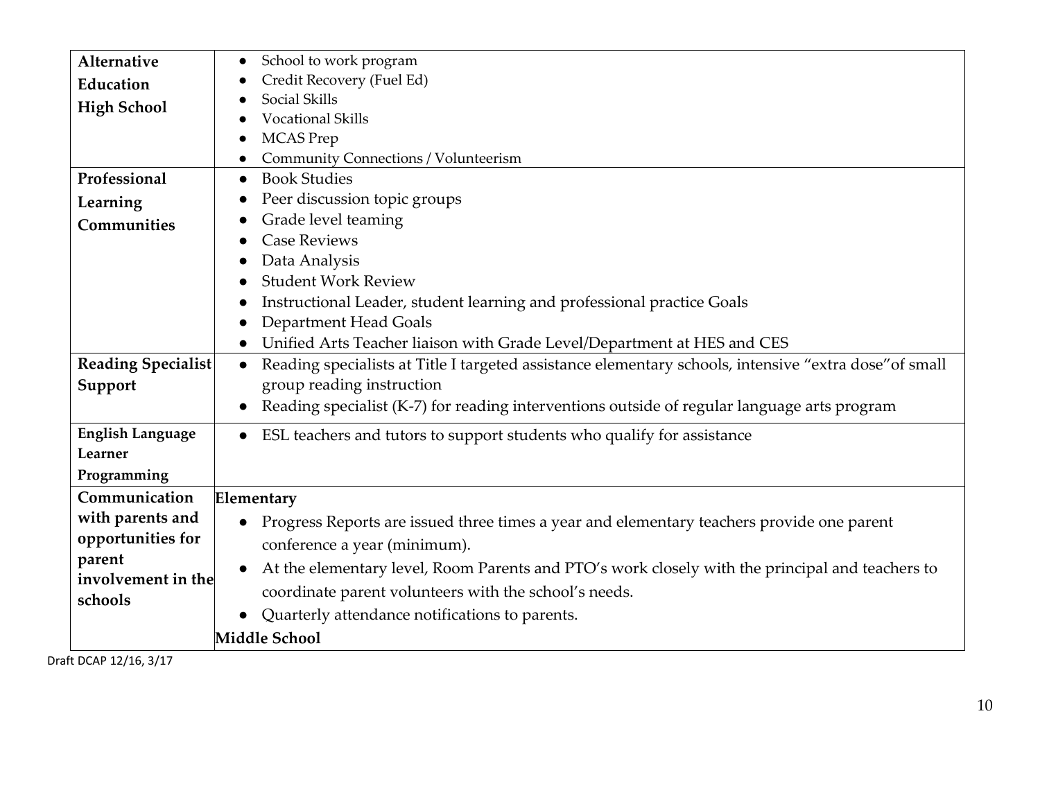| | |
|---|---|
| **Alternative Education High School** | • School to work program<br>• Credit Recovery (Fuel Ed)<br>• Social Skills<br>• Vocational Skills<br>• MCAS Prep<br>• Community Connections / Volunteerism |
| **Professional Learning Communities** | • Book Studies<br>• Peer discussion topic groups<br>• Grade level teaming<br>• Case Reviews<br>• Data Analysis<br>• Student Work Review<br>• Instructional Leader, student learning and professional practice Goals<br>• Department Head Goals<br>• Unified Arts Teacher liaison with Grade Level/Department at HES and CES |
| **Reading Specialist Support** | • Reading specialists at Title I targeted assistance elementary schools, intensive "extra dose"of small group reading instruction<br>• Reading specialist (K-7) for reading interventions outside of regular language arts program |
| **English Language Learner Programming** | • ESL teachers and tutors to support students who qualify for assistance |
| **Communication with parents and opportunities for parent involvement in the schools** | **Elementary**<br>• Progress Reports are issued three times a year and elementary teachers provide one parent conference a year (minimum).<br>• At the elementary level, Room Parents and PTO's work closely with the principal and teachers to coordinate parent volunteers with the school's needs.<br>• Quarterly attendance notifications to parents.<br>**Middle School** |

Draft DCAP 12/16, 3/17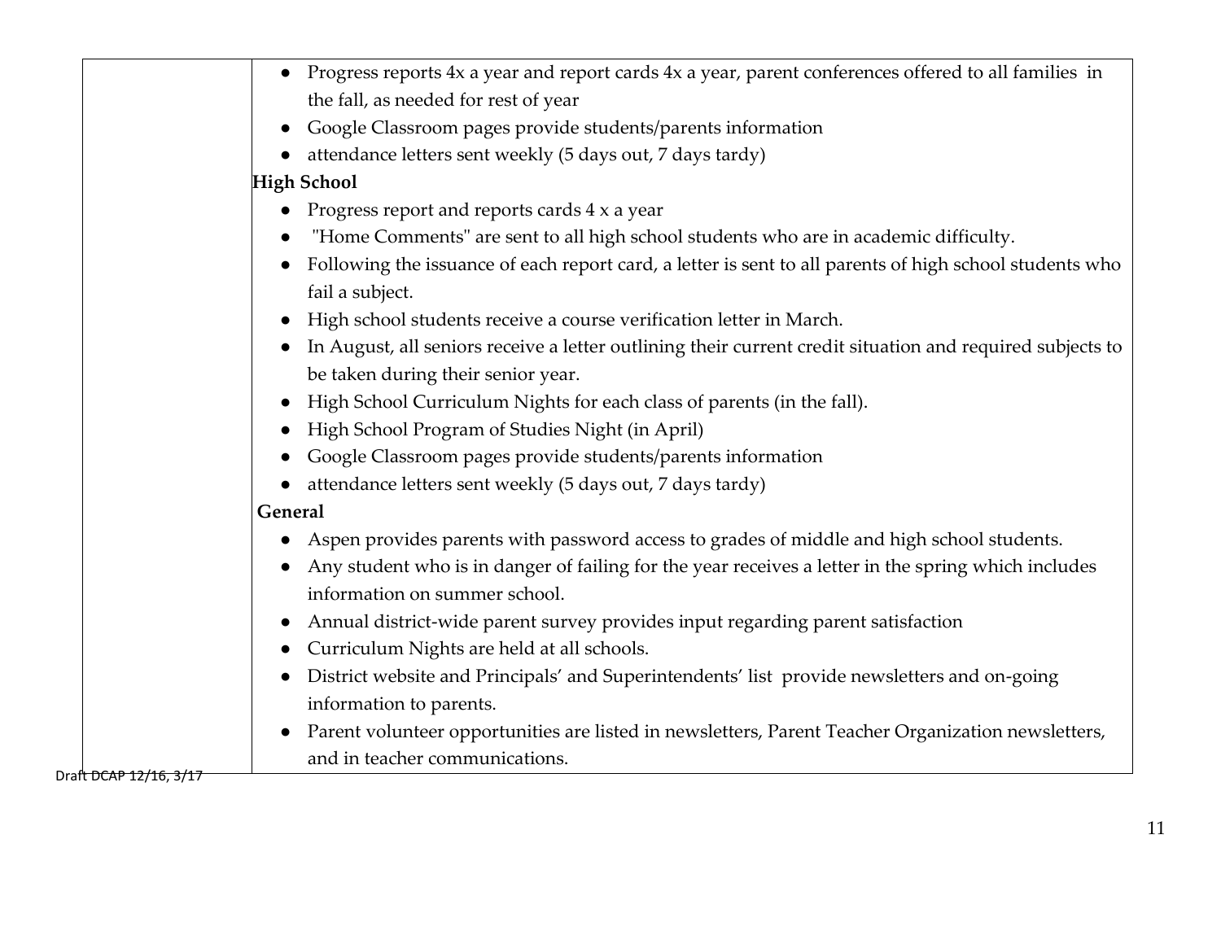| | |
|---|---|
| | - Progress reports 4x a year and report cards 4x a year, parent conferences offered to all families in the fall, as needed for rest of year<br>- Google Classroom pages provide students/parents information<br>- attendance letters sent weekly (5 days out, 7 days tardy)<br><br>**High School**<br>- Progress report and reports cards 4 x a year<br>- "Home Comments" are sent to all high school students who are in academic difficulty.<br>- Following the issuance of each report card, a letter is sent to all parents of high school students who fail a subject.<br>- High school students receive a course verification letter in March.<br>- In August, all seniors receive a letter outlining their current credit situation and required subjects to be taken during their senior year.<br>- High School Curriculum Nights for each class of parents (in the fall).<br>- High School Program of Studies Night (in April)<br>- Google Classroom pages provide students/parents information<br>- attendance letters sent weekly (5 days out, 7 days tardy)<br><br>**General**<br>- Aspen provides parents with password access to grades of middle and high school students.<br>- Any student who is in danger of failing for the year receives a letter in the spring which includes information on summer school.<br>- Annual district-wide parent survey provides input regarding parent satisfaction<br>- Curriculum Nights are held at all schools.<br>- District website and Principals' and Superintendents' list provide newsletters and on-going information to parents.<br>- Parent volunteer opportunities are listed in newsletters, Parent Teacher Organization newsletters, and in teacher communications. |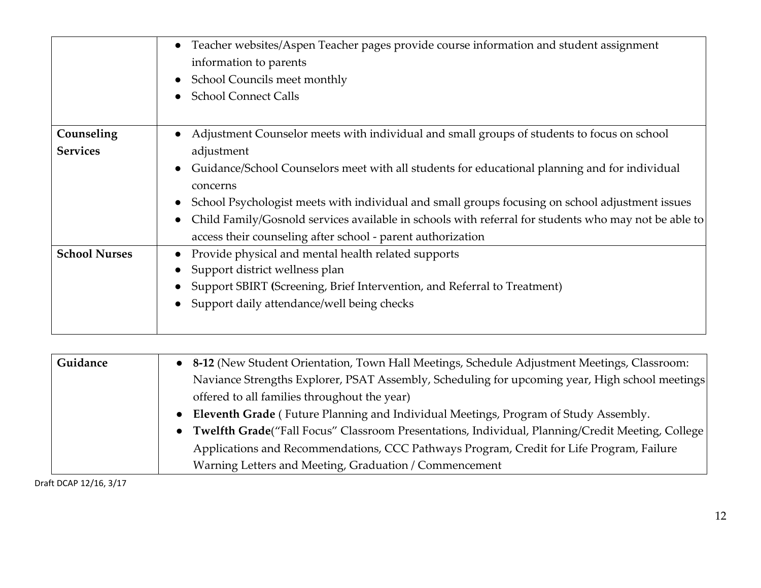| | |
|---|---|
| | • Teacher websites/Aspen Teacher pages provide course information and student assignment information to parents<br>• School Councils meet monthly<br>• School Connect Calls |
| **Counseling Services** | • Adjustment Counselor meets with individual and small groups of students to focus on school adjustment<br>• Guidance/School Counselors meet with all students for educational planning and for individual concerns<br>• School Psychologist meets with individual and small groups focusing on school adjustment issues<br>• Child Family/Gosnold services available in schools with referral for students who may not be able to access their counseling after school - parent authorization |
| **School Nurses** | • Provide physical and mental health related supports<br>• Support district wellness plan<br>• Support SBIRT **(**Screening, Brief Intervention, and Referral to Treatment)<br>• Support daily attendance/well being checks |

| | |
|---|---|
| **Guidance** | • **8-12** (New Student Orientation, Town Hall Meetings, Schedule Adjustment Meetings, Classroom: Naviance Strengths Explorer, PSAT Assembly, Scheduling for upcoming year, High school meetings offered to all families throughout the year)<br>• **Eleventh Grade** ( Future Planning and Individual Meetings, Program of Study Assembly.<br>• **Twelfth Grade**("Fall Focus" Classroom Presentations, Individual, Planning/Credit Meeting, College Applications and Recommendations, CCC Pathways Program, Credit for Life Program, Failure Warning Letters and Meeting, Graduation / Commencement |

Draft DCAP 12/16, 3/17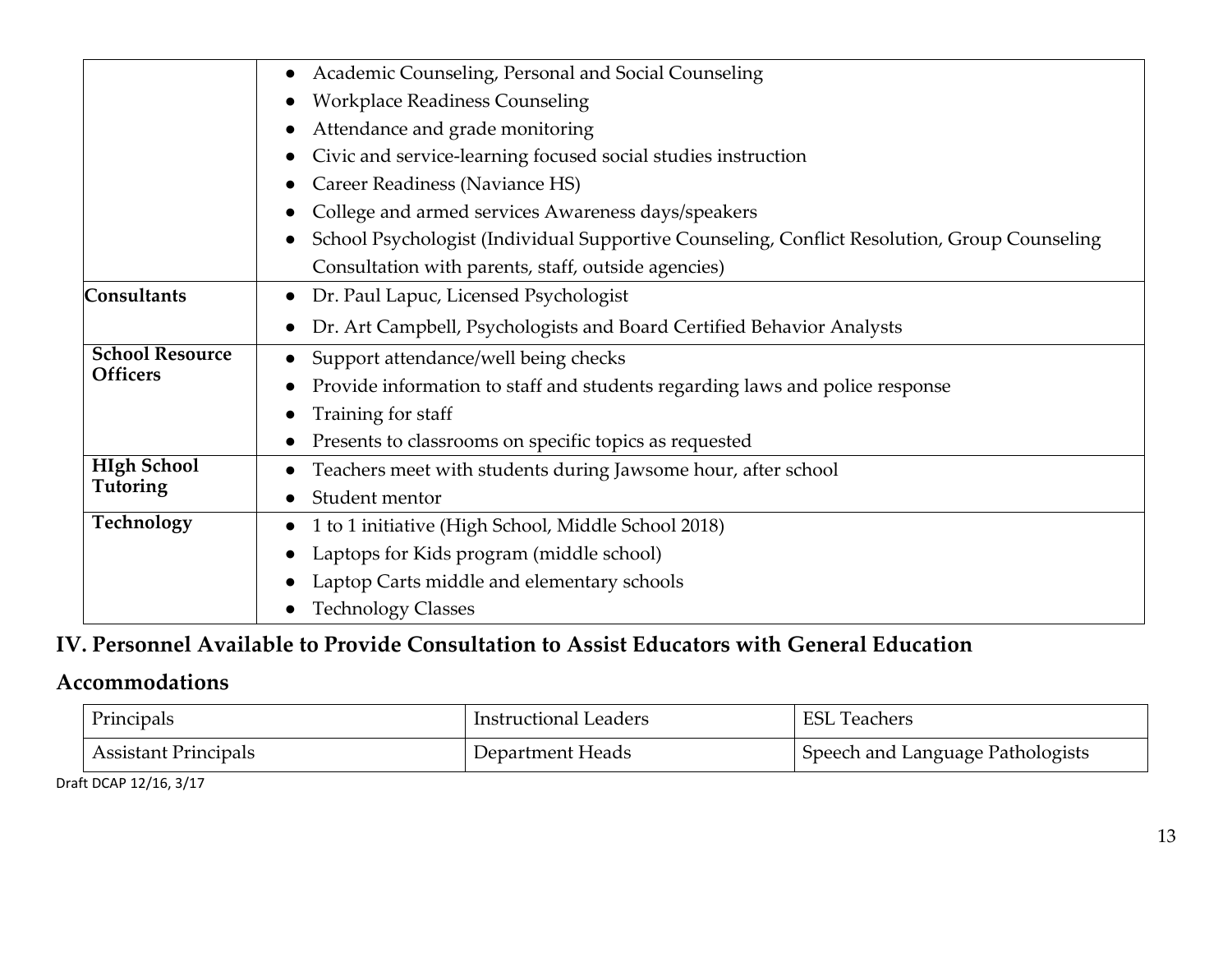| | |
|---|---|
| | • Academic Counseling, Personal and Social Counseling<br>• Workplace Readiness Counseling<br>• Attendance and grade monitoring<br>• Civic and service-learning focused social studies instruction<br>• Career Readiness (Naviance HS)<br>• College and armed services Awareness days/speakers<br>• School Psychologist (Individual Supportive Counseling, Conflict Resolution, Group Counseling Consultation with parents, staff, outside agencies) |
| **Consultants** | • Dr. Paul Lapuc, Licensed Psychologist<br>• Dr. Art Campbell, Psychologists and Board Certified Behavior Analysts |
| **School Resource Officers** | • Support attendance/well being checks<br>• Provide information to staff and students regarding laws and police response<br>• Training for staff<br>• Presents to classrooms on specific topics as requested |
| **HIgh School Tutoring** | • Teachers meet with students during Jawsome hour, after school<br>• Student mentor |
| **Technology** | • 1 to 1 initiative (High School, Middle School 2018)<br>• Laptops for Kids program (middle school)<br>• Laptop Carts middle and elementary schools<br>• Technology Classes |

## IV. Personnel Available to Provide Consultation to Assist Educators with General Education Accommodations

| | | |
|---|---|---|
| Principals | Instructional Leaders | ESL Teachers |
| Assistant Principals | Department Heads | Speech and Language Pathologists |

Draft DCAP 12/16, 3/17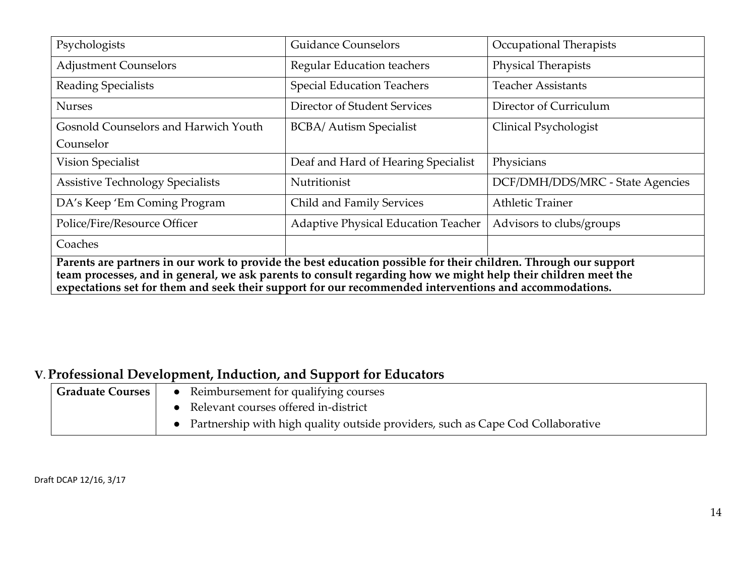| Psychologists | Guidance Counselors | Occupational Therapists |
|---|---|---|
| Adjustment Counselors | Regular Education teachers | Physical Therapists |
| Reading Specialists | Special Education Teachers | Teacher Assistants |
| Nurses | Director of Student Services | Director of Curriculum |
| Gosnold Counselors and Harwich Youth Counselor | BCBA/ Autism Specialist | Clinical Psychologist |
| Vision Specialist | Deaf and Hard of Hearing Specialist | Physicians |
| Assistive Technology Specialists | Nutritionist | DCF/DMH/DDS/MRC - State Agencies |
| DA's Keep 'Em Coming Program | Child and Family Services | Athletic Trainer |
| Police/Fire/Resource Officer | Adaptive Physical Education Teacher | Advisors to clubs/groups |
| Coaches | | |
| **Parents are partners in our work to provide the best education possible for their children. Through our support team processes, and in general, we ask parents to consult regarding how we might help their children meet the expectations set for them and seek their support for our recommended interventions and accommodations.** | | |

## V. Professional Development, Induction, and Support for Educators

| Graduate Courses | |
|---|---|
| **Graduate Courses** | • Reimbursement for qualifying courses<br>• Relevant courses offered in-district<br>• Partnership with high quality outside providers, such as Cape Cod Collaborative |

Draft DCAP 12/16, 3/17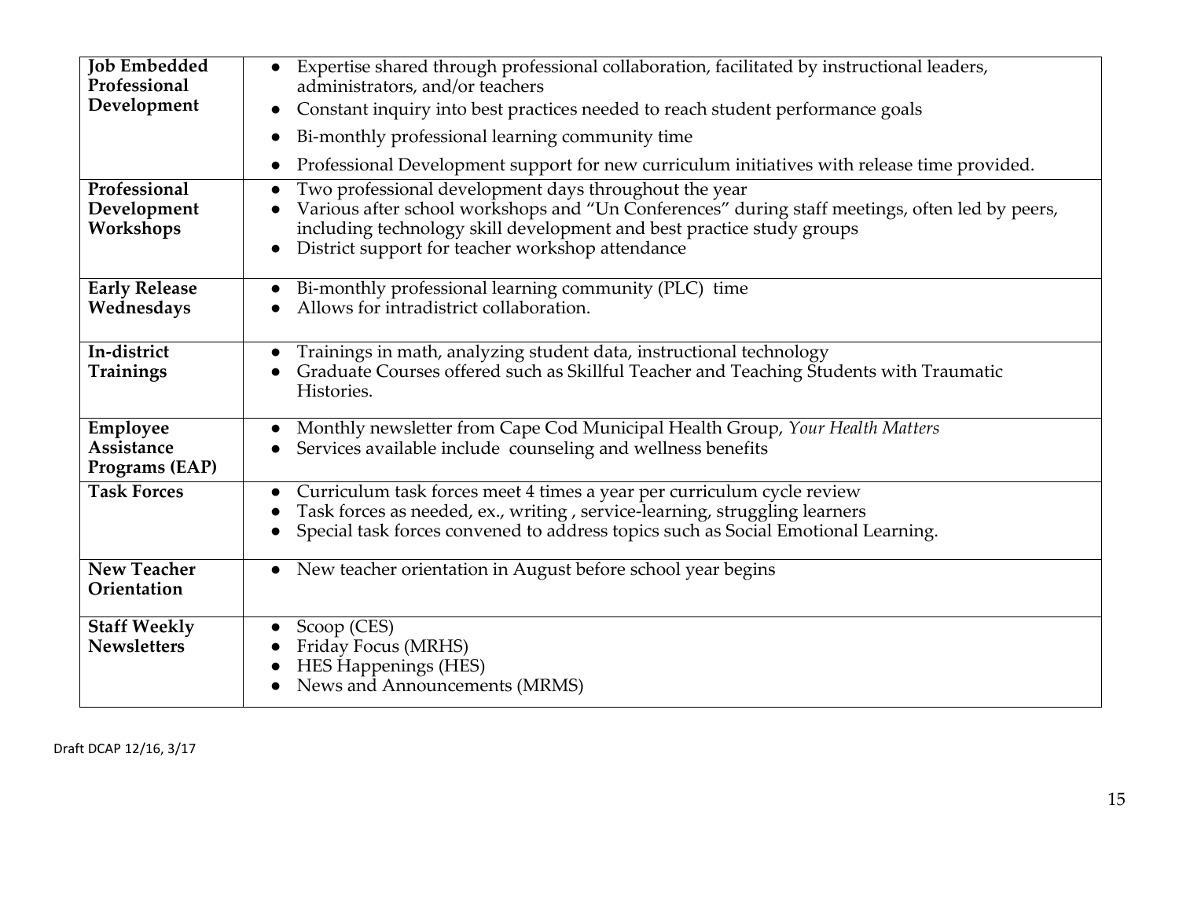| | |
|---|---|
| **Job Embedded Professional Development** | • Expertise shared through professional collaboration, facilitated by instructional leaders, administrators, and/or teachers<br>• Constant inquiry into best practices needed to reach student performance goals<br>• Bi-monthly professional learning community time<br>• Professional Development support for new curriculum initiatives with release time provided. |
| **Professional Development Workshops** | • Two professional development days throughout the year<br>• Various after school workshops and "Un Conferences" during staff meetings, often led by peers, including technology skill development and best practice study groups<br>• District support for teacher workshop attendance |
| **Early Release Wednesdays** | • Bi-monthly professional learning community (PLC) time<br>• Allows for intradistrict collaboration. |
| **In-district Trainings** | • Trainings in math, analyzing student data, instructional technology<br>• Graduate Courses offered such as Skillful Teacher and Teaching Students with Traumatic Histories. |
| **Employee Assistance Programs (EAP)** | • Monthly newsletter from Cape Cod Municipal Health Group, *Your Health Matters*<br>• Services available include counseling and wellness benefits |
| **Task Forces** | • Curriculum task forces meet 4 times a year per curriculum cycle review<br>• Task forces as needed, ex., writing , service-learning, struggling learners<br>• Special task forces convened to address topics such as Social Emotional Learning. |
| **New Teacher Orientation** | • New teacher orientation in August before school year begins |
| **Staff Weekly Newsletters** | • Scoop (CES)<br>• Friday Focus (MRHS)<br>• HES Happenings (HES)<br>• News and Announcements (MRMS) |

Draft DCAP 12/16, 3/17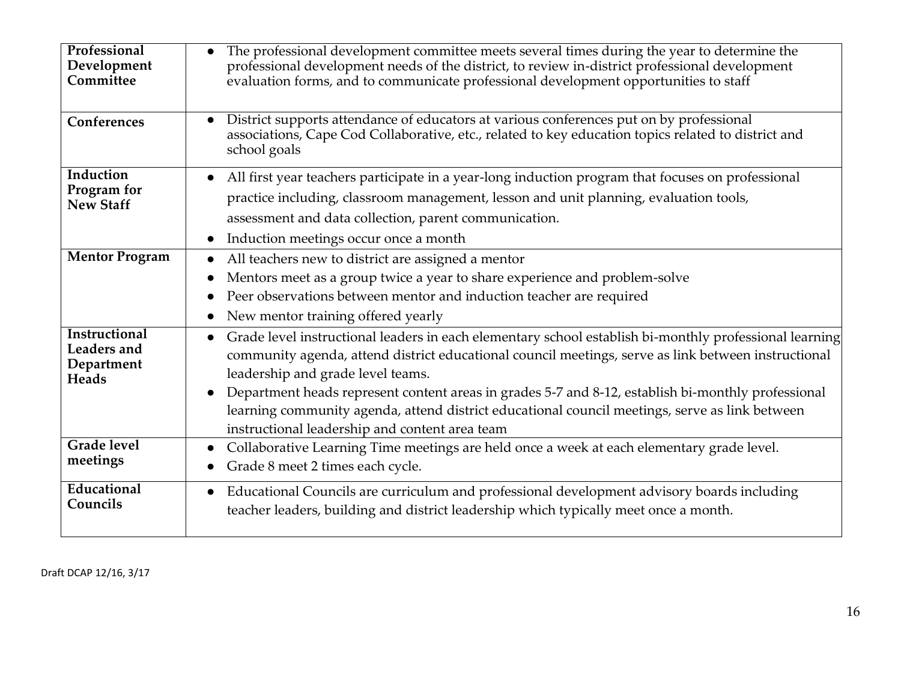| | |
|---|---|
| **Professional Development Committee** | • The professional development committee meets several times during the year to determine the professional development needs of the district, to review in-district professional development evaluation forms, and to communicate professional development opportunities to staff |
| **Conferences** | • District supports attendance of educators at various conferences put on by professional associations, Cape Cod Collaborative, etc., related to key education topics related to district and school goals |
| **Induction Program for New Staff** | • All first year teachers participate in a year-long induction program that focuses on professional practice including, classroom management, lesson and unit planning, evaluation tools, assessment and data collection, parent communication.<br>• Induction meetings occur once a month |
| **Mentor Program** | • All teachers new to district are assigned a mentor<br>• Mentors meet as a group twice a year to share experience and problem-solve<br>• Peer observations between mentor and induction teacher are required<br>• New mentor training offered yearly |
| **Instructional Leaders and Department Heads** | • Grade level instructional leaders in each elementary school establish bi-monthly professional learning community agenda, attend district educational council meetings, serve as link between instructional leadership and grade level teams.<br>• Department heads represent content areas in grades 5-7 and 8-12, establish bi-monthly professional learning community agenda, attend district educational council meetings, serve as link between instructional leadership and content area team |
| **Grade level meetings** | • Collaborative Learning Time meetings are held once a week at each elementary grade level.<br>• Grade 8 meet 2 times each cycle. |
| **Educational Councils** | • Educational Councils are curriculum and professional development advisory boards including teacher leaders, building and district leadership which typically meet once a month. |

Draft DCAP 12/16, 3/17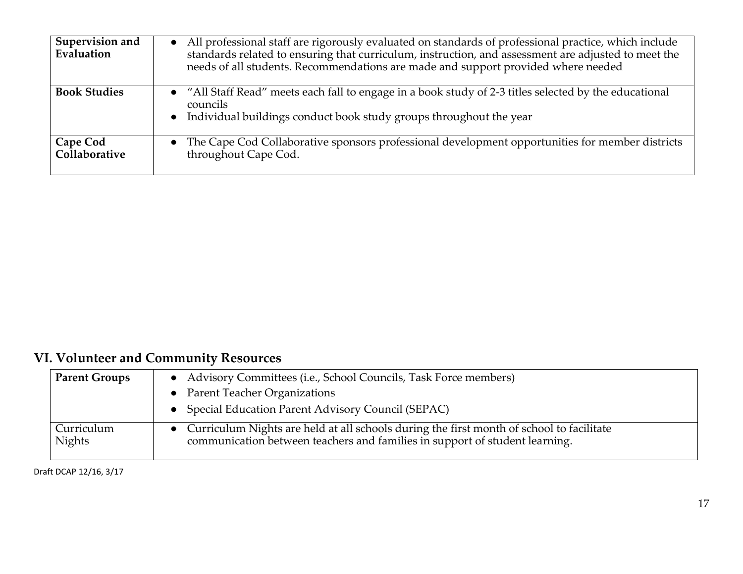| | |
|---|---|
| **Supervision and Evaluation** | • All professional staff are rigorously evaluated on standards of professional practice, which include standards related to ensuring that curriculum, instruction, and assessment are adjusted to meet the needs of all students. Recommendations are made and support provided where needed |
| **Book Studies** | • "All Staff Read" meets each fall to engage in a book study of 2-3 titles selected by the educational councils<br>• Individual buildings conduct book study groups throughout the year |
| **Cape Cod Collaborative** | • The Cape Cod Collaborative sponsors professional development opportunities for member districts throughout Cape Cod. |

## VI. Volunteer and Community Resources

| | |
|---|---|
| **Parent Groups** | • Advisory Committees (i.e., School Councils, Task Force members)<br>• Parent Teacher Organizations<br>• Special Education Parent Advisory Council (SEPAC) |
| Curriculum Nights | • Curriculum Nights are held at all schools during the first month of school to facilitate communication between teachers and families in support of student learning. |

Draft DCAP 12/16, 3/17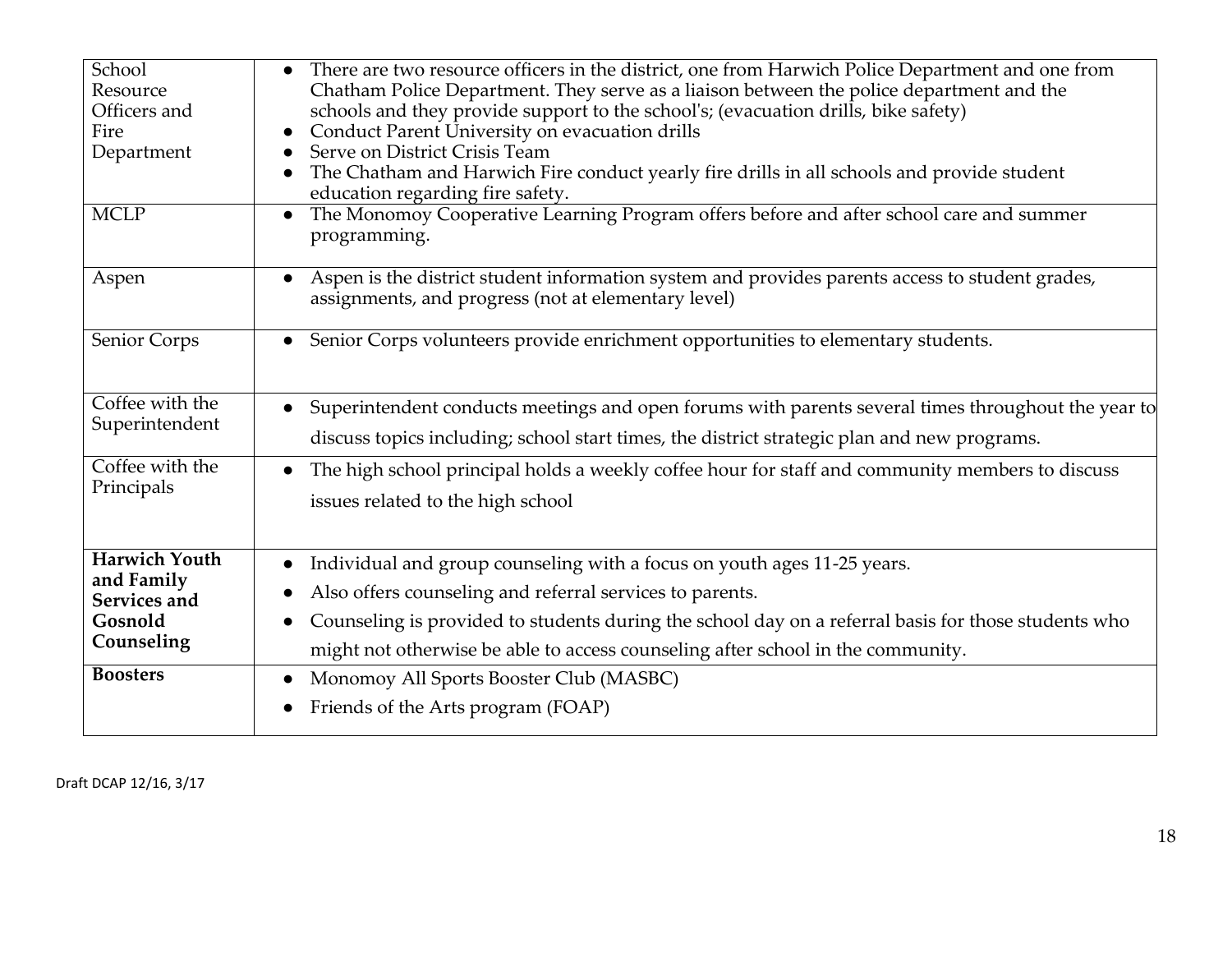| | |
|---|---|
| School Resource Officers and Fire Department | • There are two resource officers in the district, one from Harwich Police Department and one from Chatham Police Department. They serve as a liaison between the police department and the schools and they provide support to the school's; (evacuation drills, bike safety)<br>• Conduct Parent University on evacuation drills<br>• Serve on District Crisis Team<br>• The Chatham and Harwich Fire conduct yearly fire drills in all schools and provide student education regarding fire safety. |
| MCLP | • The Monomoy Cooperative Learning Program offers before and after school care and summer programming. |
| Aspen | • Aspen is the district student information system and provides parents access to student grades, assignments, and progress (not at elementary level) |
| Senior Corps | • Senior Corps volunteers provide enrichment opportunities to elementary students. |
| Coffee with the Superintendent | • Superintendent conducts meetings and open forums with parents several times throughout the year to discuss topics including; school start times, the district strategic plan and new programs. |
| Coffee with the Principals | • The high school principal holds a weekly coffee hour for staff and community members to discuss issues related to the high school |
| **Harwich Youth and Family Services and Gosnold Counseling** | • Individual and group counseling with a focus on youth ages 11-25 years.<br>• Also offers counseling and referral services to parents.<br>• Counseling is provided to students during the school day on a referral basis for those students who might not otherwise be able to access counseling after school in the community. |
| **Boosters** | • Monomoy All Sports Booster Club (MASBC)<br>• Friends of the Arts program (FOAP) |

Draft DCAP 12/16, 3/17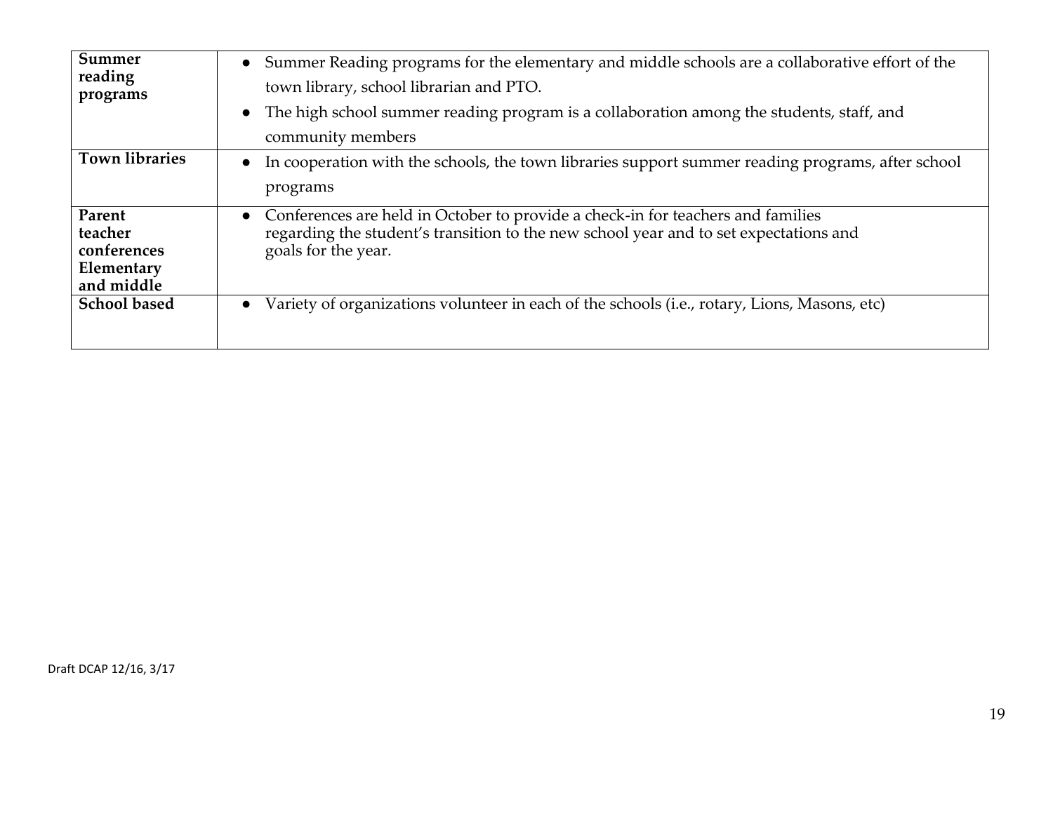| | |
|---|---|
| **Summer reading programs** | • Summer Reading programs for the elementary and middle schools are a collaborative effort of the town library, school librarian and PTO.<br>• The high school summer reading program is a collaboration among the students, staff, and community members |
| **Town libraries** | • In cooperation with the schools, the town libraries support summer reading programs, after school programs |
| **Parent teacher conferences Elementary and middle** | • Conferences are held in October to provide a check-in for teachers and families regarding the student's transition to the new school year and to set expectations and goals for the year. |
| **School based** | • Variety of organizations volunteer in each of the schools (i.e., rotary, Lions, Masons, etc) |

Draft DCAP 12/16, 3/17